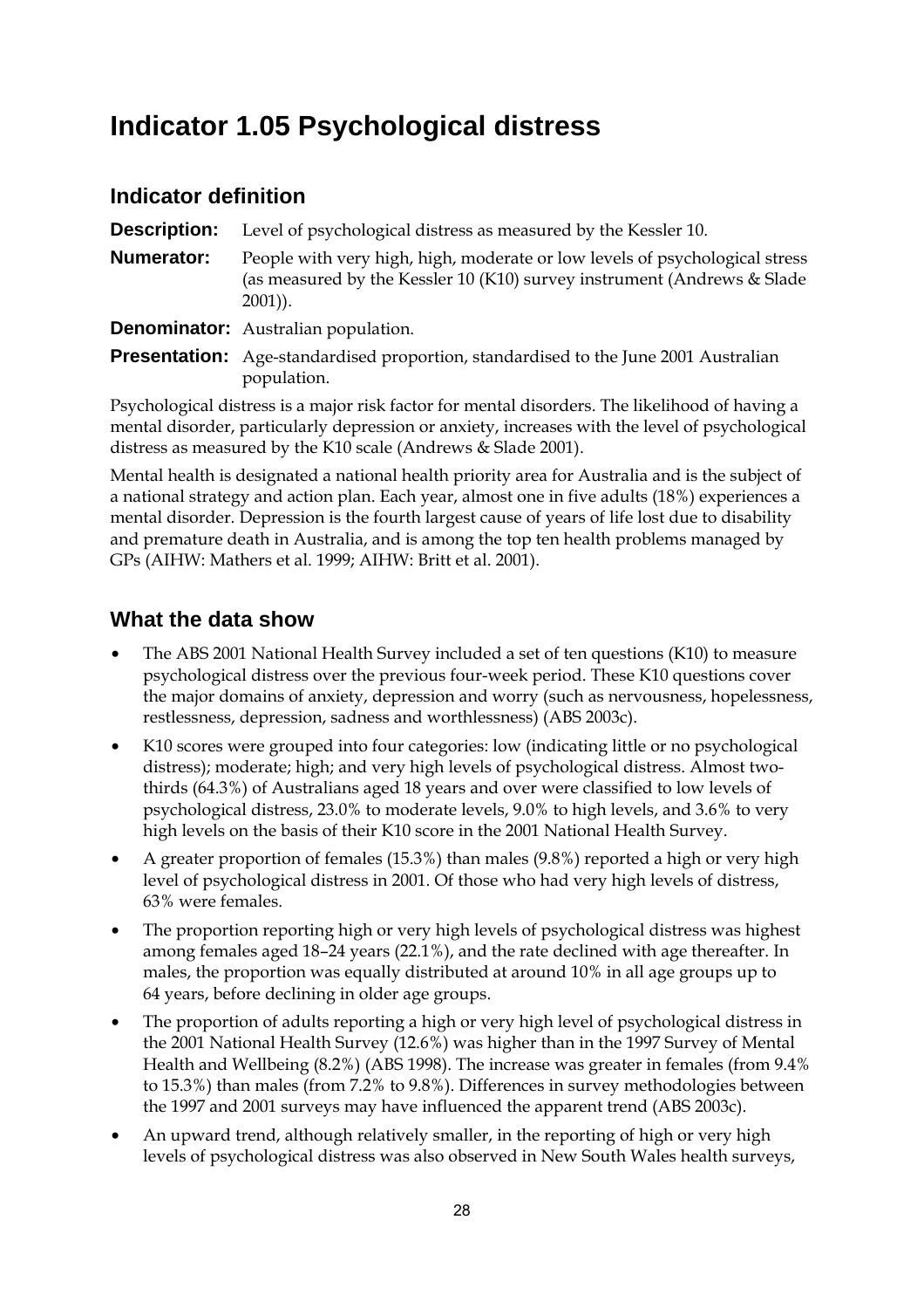# Indicator 1.05 Psychological distress

## Indicator definition

**Description:** Level of psychological distress as measured by the Kessler 10.

**Numerator:** People with very high, high, moderate or low levels of psychological stress (as measured by the Kessler 10 (K10) survey instrument (Andrews & Slade 2001)).

**Denominator:** Australian population.

**Presentation:** Age-standardised proportion, standardised to the June 2001 Australian population.

Psychological distress is a major risk factor for mental disorders. The likelihood of having a mental disorder, particularly depression or anxiety, increases with the level of psychological distress as measured by the K10 scale (Andrews & Slade 2001).

Mental health is designated a national health priority area for Australia and is the subject of a national strategy and action plan. Each year, almost one in five adults (18%) experiences a mental disorder. Depression is the fourth largest cause of years of life lost due to disability and premature death in Australia, and is among the top ten health problems managed by GPs (AIHW: Mathers et al. 1999; AIHW: Britt et al. 2001).

## What the data show

- The ABS 2001 National Health Survey included a set of ten questions (K10) to measure psychological distress over the previous four-week period. These K10 questions cover the major domains of anxiety, depression and worry (such as nervousness, hopelessness, restlessness, depression, sadness and worthlessness) (ABS 2003c).
- K10 scores were grouped into four categories: low (indicating little or no psychological distress); moderate; high; and very high levels of psychological distress. Almost two-thirds (64.3%) of Australians aged 18 years and over were classified to low levels of psychological distress, 23.0% to moderate levels, 9.0% to high levels, and 3.6% to very high levels on the basis of their K10 score in the 2001 National Health Survey.
- A greater proportion of females (15.3%) than males (9.8%) reported a high or very high level of psychological distress in 2001. Of those who had very high levels of distress, 63% were females.
- The proportion reporting high or very high levels of psychological distress was highest among females aged 18–24 years (22.1%), and the rate declined with age thereafter. In males, the proportion was equally distributed at around 10% in all age groups up to 64 years, before declining in older age groups.
- The proportion of adults reporting a high or very high level of psychological distress in the 2001 National Health Survey (12.6%) was higher than in the 1997 Survey of Mental Health and Wellbeing (8.2%) (ABS 1998). The increase was greater in females (from 9.4% to 15.3%) than males (from 7.2% to 9.8%). Differences in survey methodologies between the 1997 and 2001 surveys may have influenced the apparent trend (ABS 2003c).
- An upward trend, although relatively smaller, in the reporting of high or very high levels of psychological distress was also observed in New South Wales health surveys,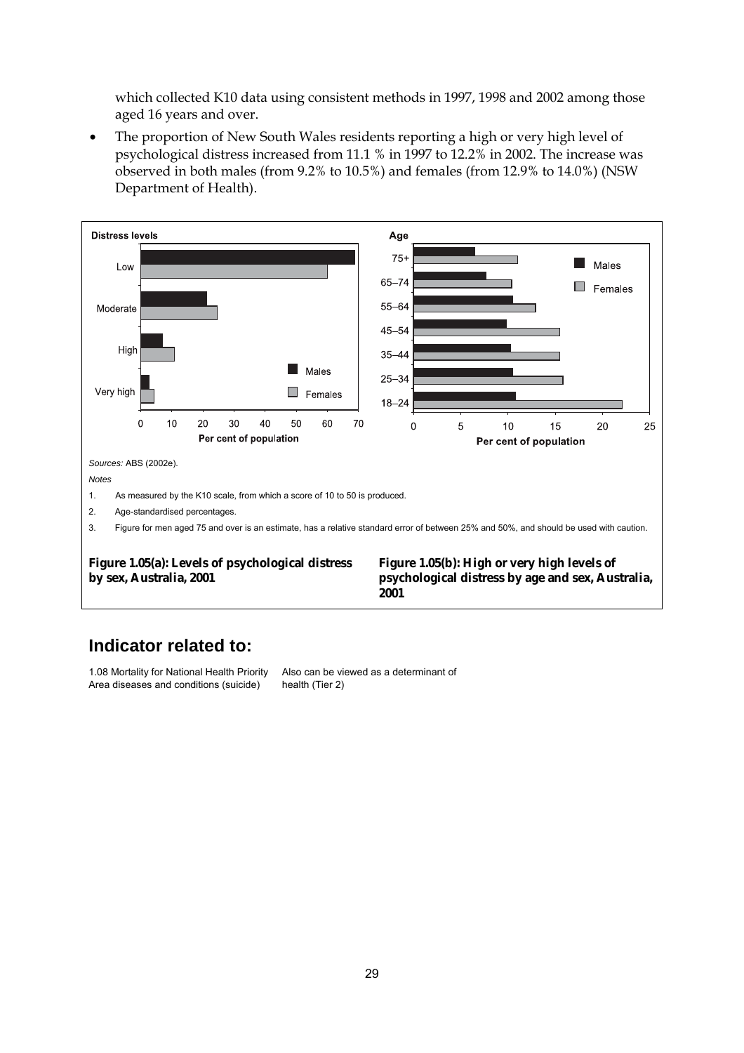which collected K10 data using consistent methods in 1997, 1998 and 2002 among those aged 16 years and over.

- The proportion of New South Wales residents reporting a high or very high level of psychological distress increased from 11.1 % in 1997 to 12.2% in 2002. The increase was observed in both males (from 9.2% to 10.5%) and females (from 12.9% to 14.0%) (NSW Department of Health).

*Sources:* ABS (2002e).

*Notes*

1. As measured by the K10 scale, from which a score of 10 to 50 is produced.
2. Age-standardised percentages.
3. Figure for men aged 75 and over is an estimate, has a relative standard error of between 25% and 50%, and should be used with caution.

**Figure 1.05(a): Levels of psychological distress by sex, Australia, 2001**

**Figure 1.05(b): High or very high levels of psychological distress by age and sex, Australia, 2001**

## Indicator related to:

1.08 Mortality for National Health Priority Area diseases and conditions (suicide)

Also can be viewed as a determinant of health (Tier 2)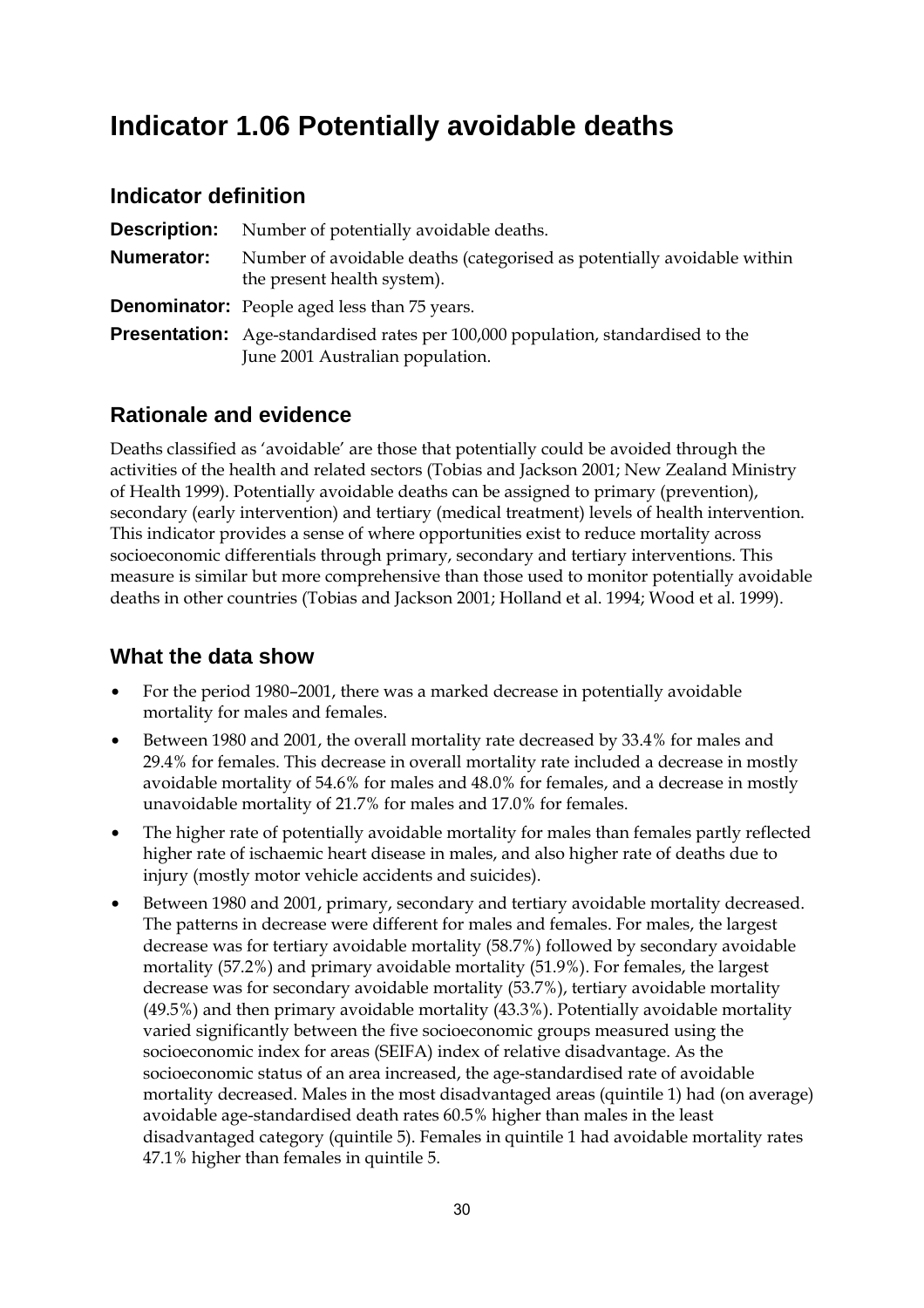# Indicator 1.06 Potentially avoidable deaths

## Indicator definition

**Description:** Number of potentially avoidable deaths.

**Numerator:** Number of avoidable deaths (categorised as potentially avoidable within the present health system).

**Denominator:** People aged less than 75 years.

**Presentation:** Age-standardised rates per 100,000 population, standardised to the June 2001 Australian population.

## Rationale and evidence

Deaths classified as 'avoidable' are those that potentially could be avoided through the activities of the health and related sectors (Tobias and Jackson 2001; New Zealand Ministry of Health 1999). Potentially avoidable deaths can be assigned to primary (prevention), secondary (early intervention) and tertiary (medical treatment) levels of health intervention. This indicator provides a sense of where opportunities exist to reduce mortality across socioeconomic differentials through primary, secondary and tertiary interventions. This measure is similar but more comprehensive than those used to monitor potentially avoidable deaths in other countries (Tobias and Jackson 2001; Holland et al. 1994; Wood et al. 1999).

## What the data show

- For the period 1980–2001, there was a marked decrease in potentially avoidable mortality for males and females.
- Between 1980 and 2001, the overall mortality rate decreased by 33.4% for males and 29.4% for females. This decrease in overall mortality rate included a decrease in mostly avoidable mortality of 54.6% for males and 48.0% for females, and a decrease in mostly unavoidable mortality of 21.7% for males and 17.0% for females.
- The higher rate of potentially avoidable mortality for males than females partly reflected higher rate of ischaemic heart disease in males, and also higher rate of deaths due to injury (mostly motor vehicle accidents and suicides).
- Between 1980 and 2001, primary, secondary and tertiary avoidable mortality decreased. The patterns in decrease were different for males and females. For males, the largest decrease was for tertiary avoidable mortality (58.7%) followed by secondary avoidable mortality (57.2%) and primary avoidable mortality (51.9%). For females, the largest decrease was for secondary avoidable mortality (53.7%), tertiary avoidable mortality (49.5%) and then primary avoidable mortality (43.3%). Potentially avoidable mortality varied significantly between the five socioeconomic groups measured using the socioeconomic index for areas (SEIFA) index of relative disadvantage. As the socioeconomic status of an area increased, the age-standardised rate of avoidable mortality decreased. Males in the most disadvantaged areas (quintile 1) had (on average) avoidable age-standardised death rates 60.5% higher than males in the least disadvantaged category (quintile 5). Females in quintile 1 had avoidable mortality rates 47.1% higher than females in quintile 5.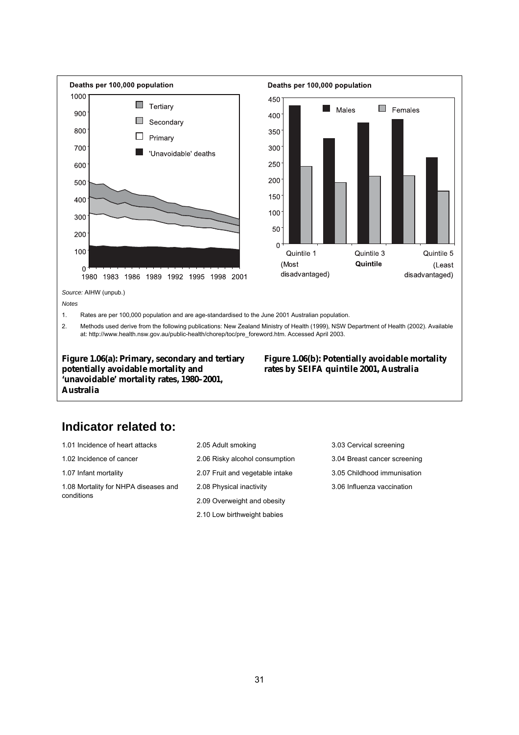*Source:* AIHW (unpub.)

*Notes*

1. Rates are per 100,000 population and are age-standardised to the June 2001 Australian population.
2. Methods used derive from the following publications: New Zealand Ministry of Health (1999), NSW Department of Health (2002). Available at: http://www.health.nsw.gov.au/public-health/chorep/toc/pre_foreword.htm. Accessed April 2003.

**Figure 1.06(a): Primary, secondary and tertiary potentially avoidable mortality and 'unavoidable' mortality rates, 1980–2001, Australia**

**Figure 1.06(b): Potentially avoidable mortality rates by SEIFA quintile 2001, Australia**

## Indicator related to:

- 1.01 Incidence of heart attacks
- 1.02 Incidence of cancer
- 1.07 Infant mortality
- 1.08 Mortality for NHPA diseases and conditions
- 2.05 Adult smoking
- 2.06 Risky alcohol consumption
- 2.07 Fruit and vegetable intake
- 2.08 Physical inactivity
- 2.09 Overweight and obesity
- 2.10 Low birthweight babies
- 3.03 Cervical screening
- 3.04 Breast cancer screening
- 3.05 Childhood immunisation
- 3.06 Influenza vaccination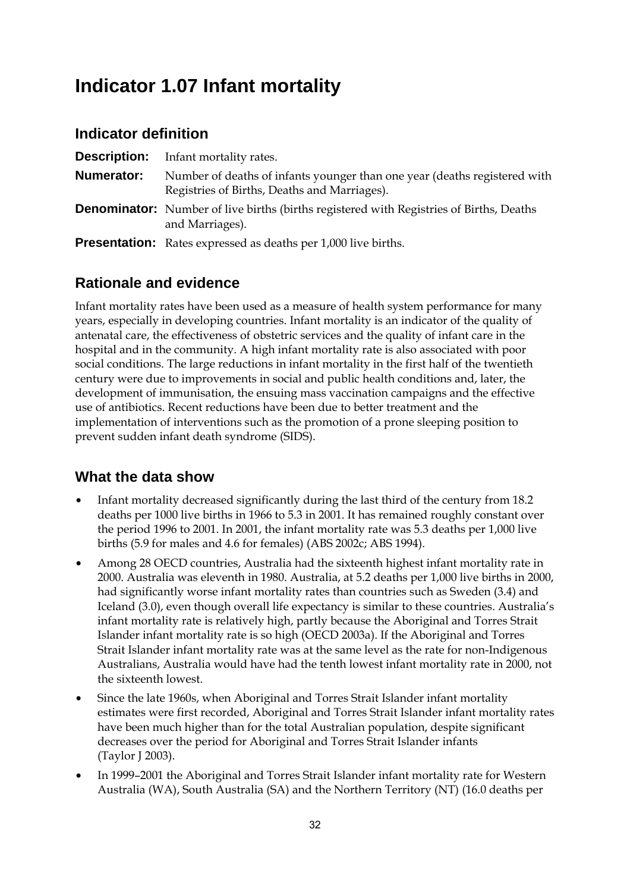# Indicator 1.07 Infant mortality

## Indicator definition

**Description:** Infant mortality rates.

**Numerator:** Number of deaths of infants younger than one year (deaths registered with Registries of Births, Deaths and Marriages).

**Denominator:** Number of live births (births registered with Registries of Births, Deaths and Marriages).

**Presentation:** Rates expressed as deaths per 1,000 live births.

## Rationale and evidence

Infant mortality rates have been used as a measure of health system performance for many years, especially in developing countries. Infant mortality is an indicator of the quality of antenatal care, the effectiveness of obstetric services and the quality of infant care in the hospital and in the community. A high infant mortality rate is also associated with poor social conditions. The large reductions in infant mortality in the first half of the twentieth century were due to improvements in social and public health conditions and, later, the development of immunisation, the ensuing mass vaccination campaigns and the effective use of antibiotics. Recent reductions have been due to better treatment and the implementation of interventions such as the promotion of a prone sleeping position to prevent sudden infant death syndrome (SIDS).

## What the data show

- Infant mortality decreased significantly during the last third of the century from 18.2 deaths per 1000 live births in 1966 to 5.3 in 2001. It has remained roughly constant over the period 1996 to 2001. In 2001, the infant mortality rate was 5.3 deaths per 1,000 live births (5.9 for males and 4.6 for females) (ABS 2002c; ABS 1994).
- Among 28 OECD countries, Australia had the sixteenth highest infant mortality rate in 2000. Australia was eleventh in 1980. Australia, at 5.2 deaths per 1,000 live births in 2000, had significantly worse infant mortality rates than countries such as Sweden (3.4) and Iceland (3.0), even though overall life expectancy is similar to these countries. Australia's infant mortality rate is relatively high, partly because the Aboriginal and Torres Strait Islander infant mortality rate is so high (OECD 2003a). If the Aboriginal and Torres Strait Islander infant mortality rate was at the same level as the rate for non-Indigenous Australians, Australia would have had the tenth lowest infant mortality rate in 2000, not the sixteenth lowest.
- Since the late 1960s, when Aboriginal and Torres Strait Islander infant mortality estimates were first recorded, Aboriginal and Torres Strait Islander infant mortality rates have been much higher than for the total Australian population, despite significant decreases over the period for Aboriginal and Torres Strait Islander infants (Taylor J 2003).
- In 1999–2001 the Aboriginal and Torres Strait Islander infant mortality rate for Western Australia (WA), South Australia (SA) and the Northern Territory (NT) (16.0 deaths per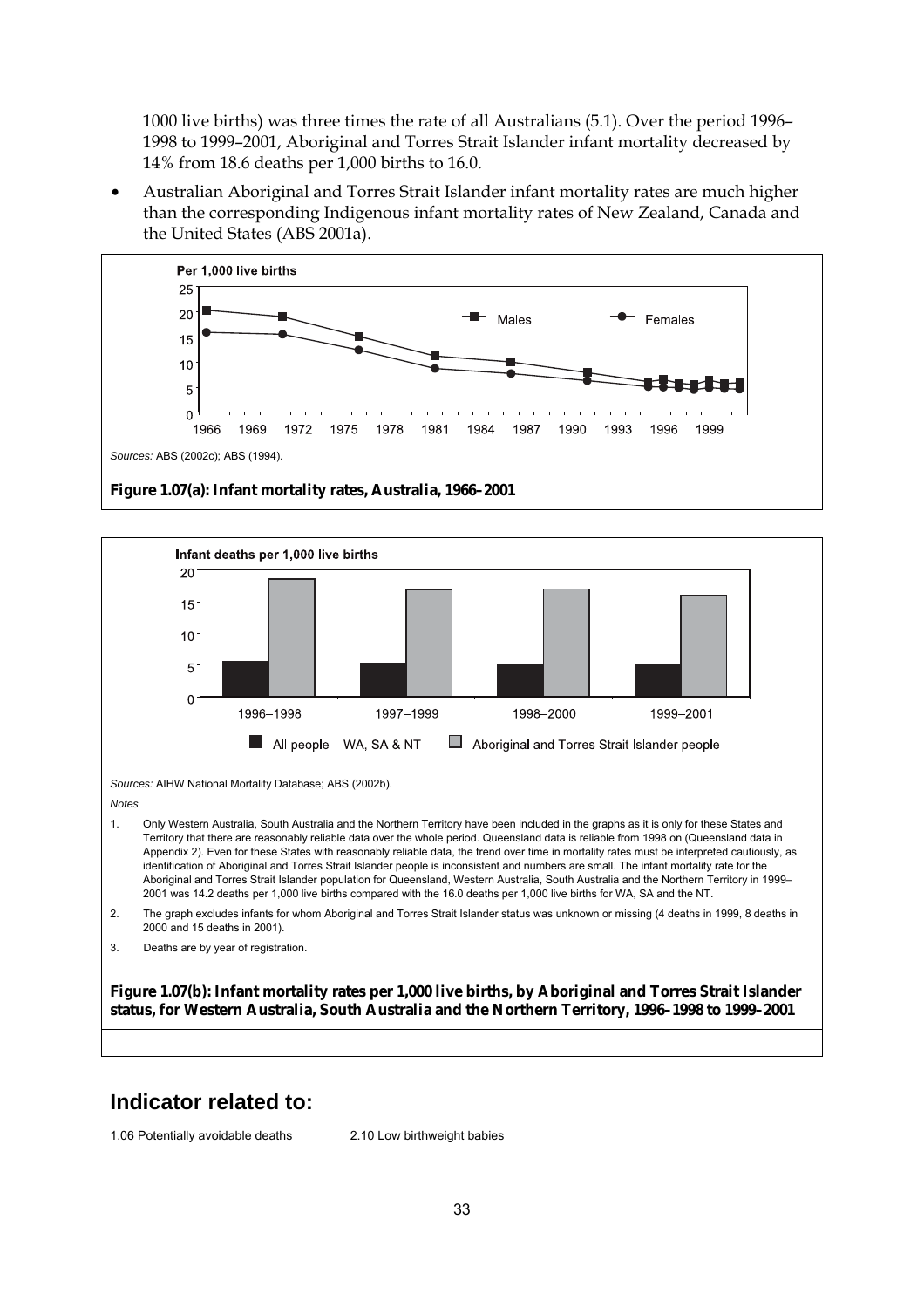1000 live births) was three times the rate of all Australians (5.1). Over the period 1996–1998 to 1999–2001, Aboriginal and Torres Strait Islander infant mortality decreased by 14% from 18.6 deaths per 1,000 births to 16.0.

- Australian Aboriginal and Torres Strait Islander infant mortality rates are much higher than the corresponding Indigenous infant mortality rates of New Zealand, Canada and the United States (ABS 2001a).

*Sources:* ABS (2002c); ABS (1994).

**Figure 1.07(a): Infant mortality rates, Australia, 1966–2001**

*Sources:* AIHW National Mortality Database; ABS (2002b).

*Notes*

1. Only Western Australia, South Australia and the Northern Territory have been included in the graphs as it is only for these States and Territory that there are reasonably reliable data over the whole period. Queensland data is reliable from 1998 on (Queensland data in Appendix 2). Even for these States with reasonably reliable data, the trend over time in mortality rates must be interpreted cautiously, as identification of Aboriginal and Torres Strait Islander people is inconsistent and numbers are small. The infant mortality rate for the Aboriginal and Torres Strait Islander population for Queensland, Western Australia, South Australia and the Northern Territory in 1999–2001 was 14.2 deaths per 1,000 live births compared with the 16.0 deaths per 1,000 live births for WA, SA and the NT.
2. The graph excludes infants for whom Aboriginal and Torres Strait Islander status was unknown or missing (4 deaths in 1999, 8 deaths in 2000 and 15 deaths in 2001).
3. Deaths are by year of registration.

**Figure 1.07(b): Infant mortality rates per 1,000 live births, by Aboriginal and Torres Strait Islander status, for Western Australia, South Australia and the Northern Territory, 1996–1998 to 1999–2001**

## Indicator related to:

1.06 Potentially avoidable deaths

2.10 Low birthweight babies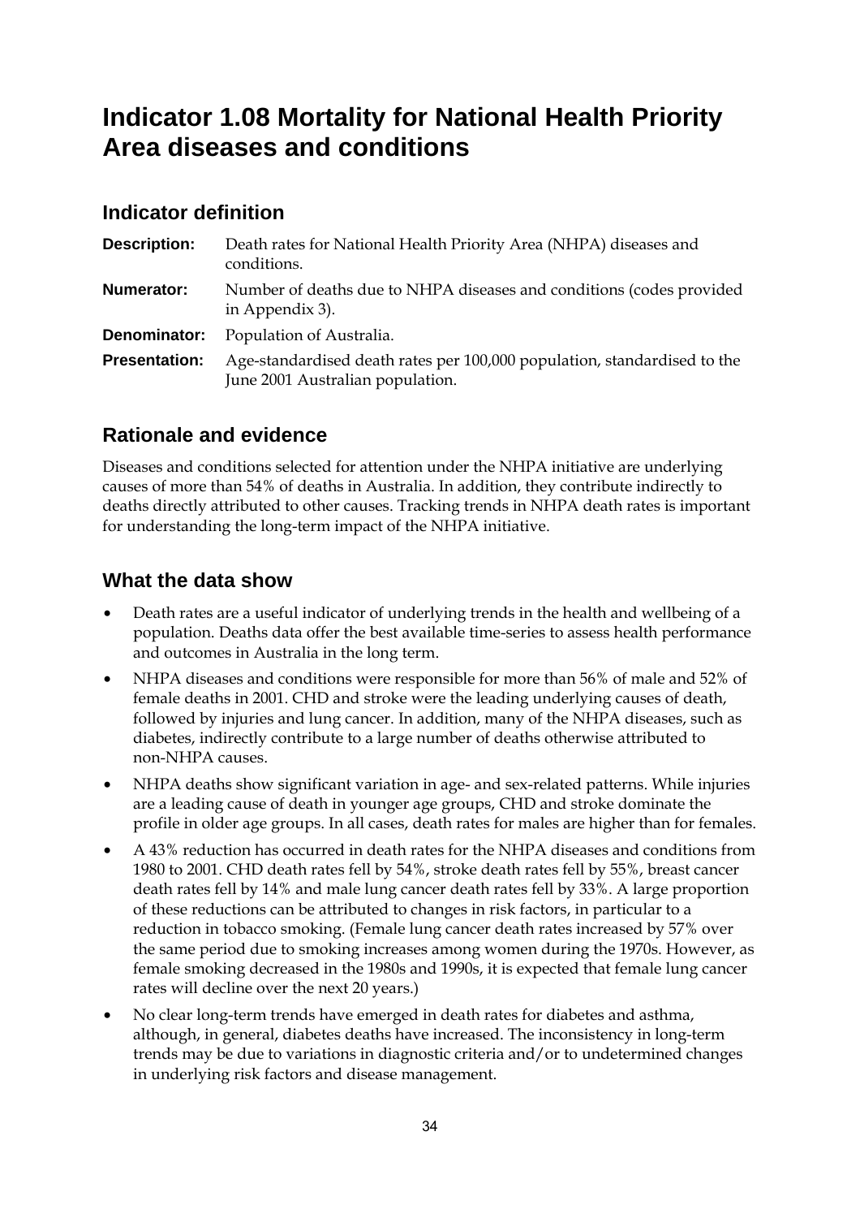# Indicator 1.08 Mortality for National Health Priority Area diseases and conditions

## Indicator definition

**Description:** Death rates for National Health Priority Area (NHPA) diseases and conditions.

**Numerator:** Number of deaths due to NHPA diseases and conditions (codes provided in Appendix 3).

**Denominator:** Population of Australia.

**Presentation:** Age-standardised death rates per 100,000 population, standardised to the June 2001 Australian population.

## Rationale and evidence

Diseases and conditions selected for attention under the NHPA initiative are underlying causes of more than 54% of deaths in Australia. In addition, they contribute indirectly to deaths directly attributed to other causes. Tracking trends in NHPA death rates is important for understanding the long-term impact of the NHPA initiative.

## What the data show

- Death rates are a useful indicator of underlying trends in the health and wellbeing of a population. Deaths data offer the best available time-series to assess health performance and outcomes in Australia in the long term.
- NHPA diseases and conditions were responsible for more than 56% of male and 52% of female deaths in 2001. CHD and stroke were the leading underlying causes of death, followed by injuries and lung cancer. In addition, many of the NHPA diseases, such as diabetes, indirectly contribute to a large number of deaths otherwise attributed to non-NHPA causes.
- NHPA deaths show significant variation in age- and sex-related patterns. While injuries are a leading cause of death in younger age groups, CHD and stroke dominate the profile in older age groups. In all cases, death rates for males are higher than for females.
- A 43% reduction has occurred in death rates for the NHPA diseases and conditions from 1980 to 2001. CHD death rates fell by 54%, stroke death rates fell by 55%, breast cancer death rates fell by 14% and male lung cancer death rates fell by 33%. A large proportion of these reductions can be attributed to changes in risk factors, in particular to a reduction in tobacco smoking. (Female lung cancer death rates increased by 57% over the same period due to smoking increases among women during the 1970s. However, as female smoking decreased in the 1980s and 1990s, it is expected that female lung cancer rates will decline over the next 20 years.)
- No clear long-term trends have emerged in death rates for diabetes and asthma, although, in general, diabetes deaths have increased. The inconsistency in long-term trends may be due to variations in diagnostic criteria and/or to undetermined changes in underlying risk factors and disease management.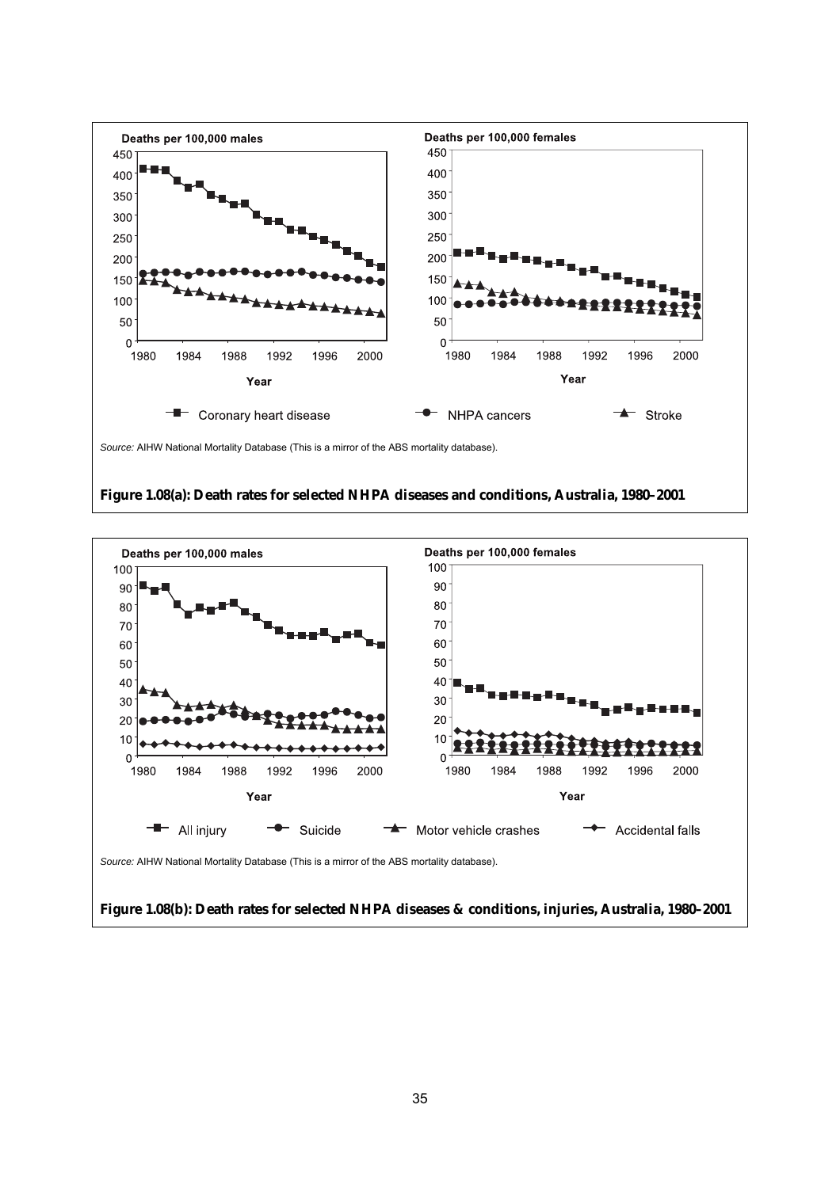Source: AIHW National Mortality Database (This is a mirror of the ABS mortality database).

**Figure 1.08(a): Death rates for selected NHPA diseases and conditions, Australia, 1980–2001**

Source: AIHW National Mortality Database (This is a mirror of the ABS mortality database).

**Figure 1.08(b): Death rates for selected NHPA diseases & conditions, injuries, Australia, 1980–2001**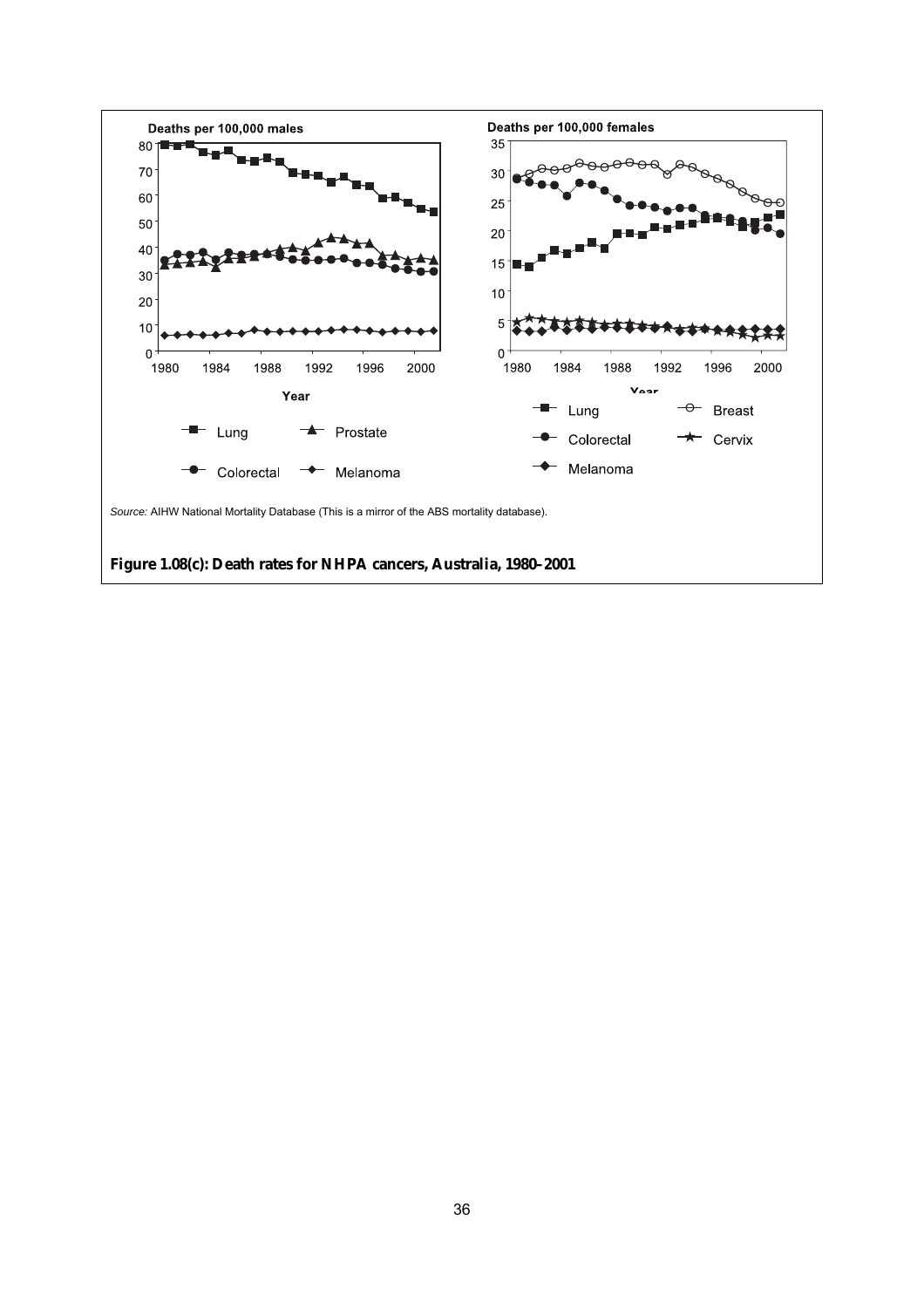Deaths per 100,000 males

80
70
60
50
40
30
20
10
0

1980 1984 1988 1992 1996 2000

Year

Lung Prostate

Colorectal Melanoma

Deaths per 100,000 females

35
30
25
20
15
10
5
0

1980 1984 1988 1992 1996 2000

Year

Lung Breast

Colorectal Cervix

Melanoma

*Source:* AIHW National Mortality Database (This is a mirror of the ABS mortality database).

**Figure 1.08(c): Death rates for NHPA cancers, Australia, 1980–2001**